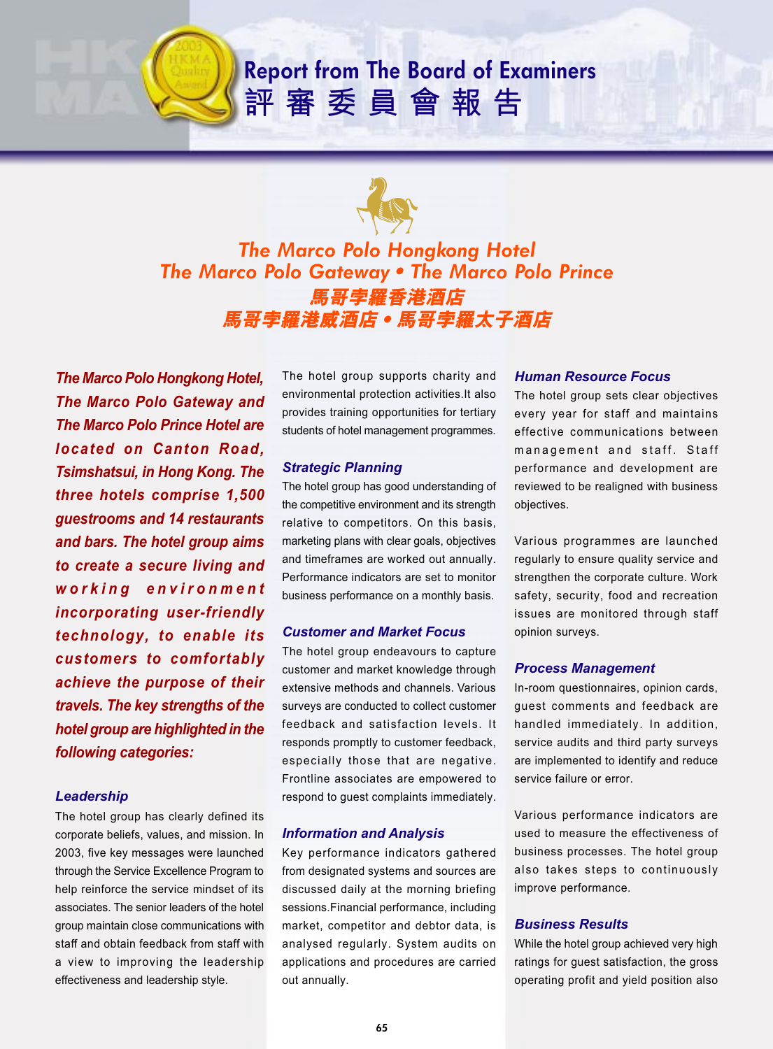# Report from The Board of Examiners
# 評審委員會報告

## The Marco Polo Hongkong Hotel
## The Marco Polo Gateway • The Marco Polo Prince
## 馬哥孛羅香港酒店
## 馬哥孛羅港威酒店 • 馬哥孛羅太子酒店

***The Marco Polo Hongkong Hotel, The Marco Polo Gateway and The Marco Polo Prince Hotel are located on Canton Road, Tsimshatsui, in Hong Kong. The three hotels comprise 1,500 guestrooms and 14 restaurants and bars. The hotel group aims to create a secure living and working environment incorporating user-friendly technology, to enable its customers to comfortably achieve the purpose of their travels. The key strengths of the hotel group are highlighted in the following categories:***

### Leadership

The hotel group has clearly defined its corporate beliefs, values, and mission. In 2003, five key messages were launched through the Service Excellence Program to help reinforce the service mindset of its associates. The senior leaders of the hotel group maintain close communications with staff and obtain feedback from staff with a view to improving the leadership effectiveness and leadership style.

The hotel group supports charity and environmental protection activities.It also provides training opportunities for tertiary students of hotel management programmes.

### Strategic Planning

The hotel group has good understanding of the competitive environment and its strength relative to competitors. On this basis, marketing plans with clear goals, objectives and timeframes are worked out annually. Performance indicators are set to monitor business performance on a monthly basis.

### Customer and Market Focus

The hotel group endeavours to capture customer and market knowledge through extensive methods and channels. Various surveys are conducted to collect customer feedback and satisfaction levels. It responds promptly to customer feedback, especially those that are negative. Frontline associates are empowered to respond to guest complaints immediately.

### Information and Analysis

Key performance indicators gathered from designated systems and sources are discussed daily at the morning briefing sessions.Financial performance, including market, competitor and debtor data, is analysed regularly. System audits on applications and procedures are carried out annually.

### Human Resource Focus

The hotel group sets clear objectives every year for staff and maintains effective communications between management and staff. Staff performance and development are reviewed to be realigned with business objectives.

Various programmes are launched regularly to ensure quality service and strengthen the corporate culture. Work safety, security, food and recreation issues are monitored through staff opinion surveys.

### Process Management

In-room questionnaires, opinion cards, guest comments and feedback are handled immediately. In addition, service audits and third party surveys are implemented to identify and reduce service failure or error.

Various performance indicators are used to measure the effectiveness of business processes. The hotel group also takes steps to continuously improve performance.

### Business Results

While the hotel group achieved very high ratings for guest satisfaction, the gross operating profit and yield position also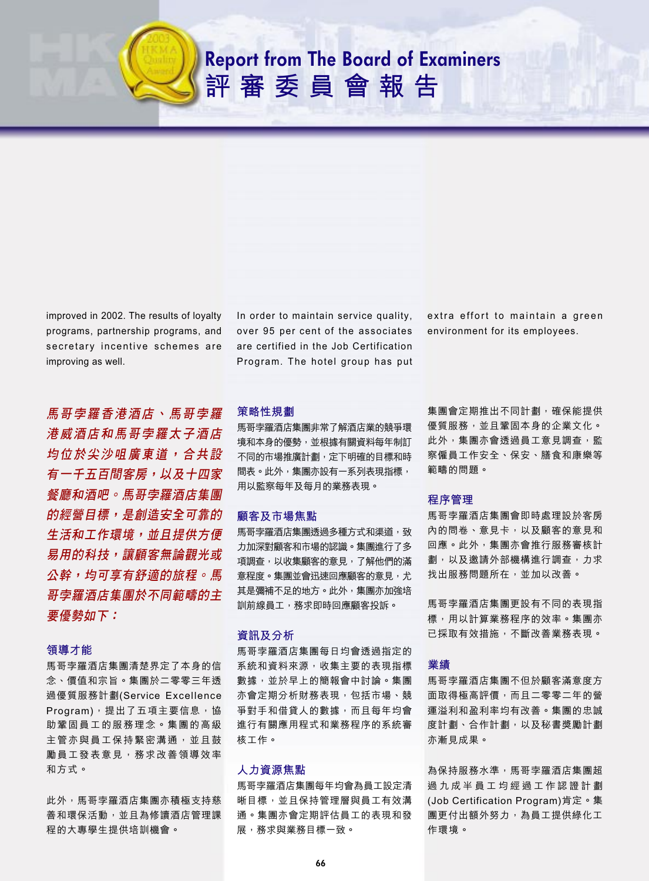# Report from The Board of Examiners
# 評審委員會報告

improved in 2002. The results of loyalty programs, partnership programs, and secretary incentive schemes are improving as well.

In order to maintain service quality, over 95 per cent of the associates are certified in the Job Certification Program. The hotel group has put extra effort to maintain a green environment for its employees.

***馬哥孛羅香港酒店、馬哥孛羅港威酒店和馬哥孛羅太子酒店均位於尖沙咀廣東道，合共設有一千五百間客房，以及十四家餐廳和酒吧。馬哥孛羅酒店集團的經營目標，是創造安全可靠的生活和工作環境，並且提供方便易用的科技，讓顧客無論觀光或公幹，均可享有舒適的旅程。馬哥孛羅酒店集團於不同範疇的主要優勢如下：***

### 領導才能

馬哥孛羅酒店集團清楚界定了本身的信念、價值和宗旨。集團於二零零三年透過優質服務計劃(Service Excellence Program)，提出了五項主要信息，協助鞏固員工的服務理念。集團的高級主管亦與員工保持緊密溝通，並且鼓勵員工發表意見，務求改善領導效率和方式。

此外，馬哥孛羅酒店集團亦積極支持慈善和環保活動，並且為修讀酒店管理課程的大專學生提供培訓機會。

### 策略性規劃

馬哥孛羅酒店集團非常了解酒店業的競爭環境和本身的優勢，並根據有關資料每年制訂不同的市場推廣計劃，定下明確的目標和時間表。此外，集團亦設有一系列表現指標，用以監察每年及每月的業務表現。

### 顧客及市場焦點

馬哥孛羅酒店集團透過多種方式和渠道，致力加深對顧客和市場的認識。集團進行了多項調查，以收集顧客的意見，了解他們的滿意程度。集團並會迅速回應顧客的意見，尤其是彌補不足的地方。此外，集團亦加強培訓前線員工，務求即時回應顧客投訴。

### 資訊及分析

馬哥孛羅酒店集團每日均會透過指定的系統和資料來源，收集主要的表現指標數據，並於早上的簡報會中討論。集團亦會定期分析財務表現，包括市場、競爭對手和借貸人的數據，而且每年均會進行有關應用程式和業務程序的系統審核工作。

### 人力資源焦點

馬哥孛羅酒店集團每年均會為員工設定清晰目標，並且保持管理層與員工有效溝通。集團亦會定期評估員工的表現和發展，務求與業務目標一致。

集團會定期推出不同計劃，確保能提供優質服務，並且鞏固本身的企業文化。此外，集團亦會透過員工意見調查，監察僱員工作安全、保安、膳食和康樂等範疇的問題。

### 程序管理

馬哥孛羅酒店集團會即時處理設於客房內的問卷、意見卡，以及顧客的意見和回應。此外，集團亦會推行服務審核計劃，以及邀請外部機構進行調查，力求找出服務問題所在，並加以改善。

馬哥孛羅酒店集團更設有不同的表現指標，用以計算業務程序的效率。集團亦已採取有效措施，不斷改善業務表現。

### 業績

馬哥孛羅酒店集團不但於顧客滿意度方面取得極高評價，而且二零零二年的營運溢利和盈利率均有改善。集團的忠誠度計劃、合作計劃，以及秘書獎勵計劃亦漸見成果。

為保持服務水準，馬哥孛羅酒店集團超過九成半員工均經過工作認證計劃(Job Certification Program)肯定。集團更付出額外努力，為員工提供綠化工作環境。